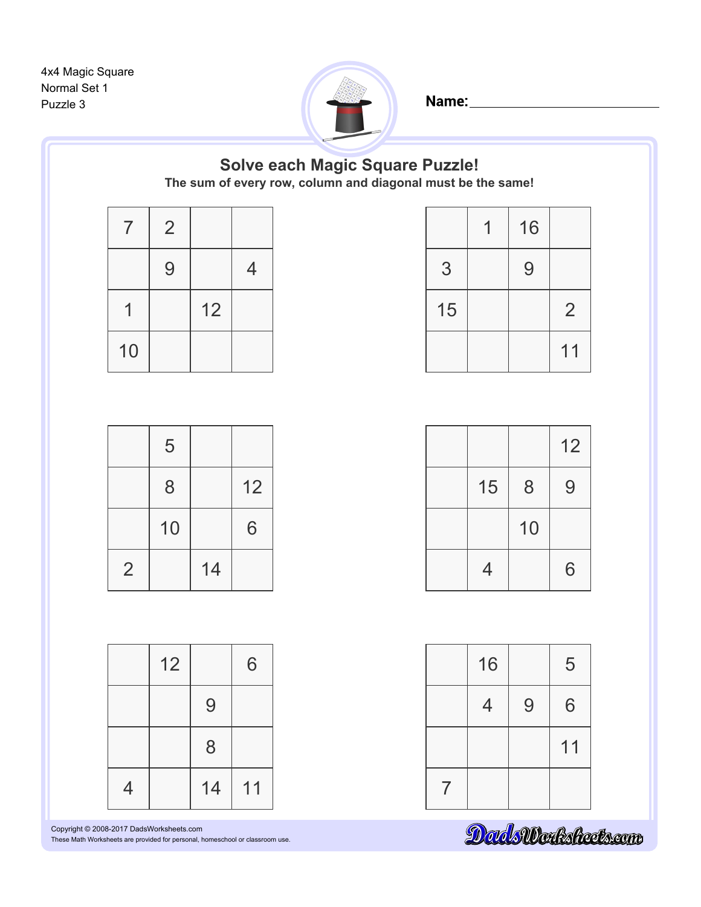4x4 Magic Square
Normal Set 1
Puzzle 3

**Name:** ____________________

## Solve each Magic Square Puzzle!

**The sum of every row, column and diagonal must be the same!**

| | | | |
|---|---|---|---|
| 7 | 2 | | |
| | 9 | | 4 |
| 1 | | 12 | |
| 10 | | | |

| | | | |
|---|---|---|---|
| | 1 | 16 | |
| 3 | | 9 | |
| 15 | | | 2 |
| | | | 11 |

| | | | |
|---|---|---|---|
| | 5 | | |
| | 8 | | 12 |
| | 10 | | 6 |
| 2 | | 14 | |

| | | | |
|---|---|---|---|
| | | | 12 |
| | 15 | 8 | 9 |
| | | 10 | |
| | 4 | | 6 |

| | | | |
|---|---|---|---|
| | 12 | | 6 |
| | | 9 | |
| | | 8 | |
| 4 | | 14 | 11 |

| | | | |
|---|---|---|---|
| | 16 | | 5 |
| | 4 | 9 | 6 |
| | | | 11 |
| 7 | | | |

Copyright © 2008-2017 DadsWorksheets.com
These Math Worksheets are provided for personal, homeschool or classroom use.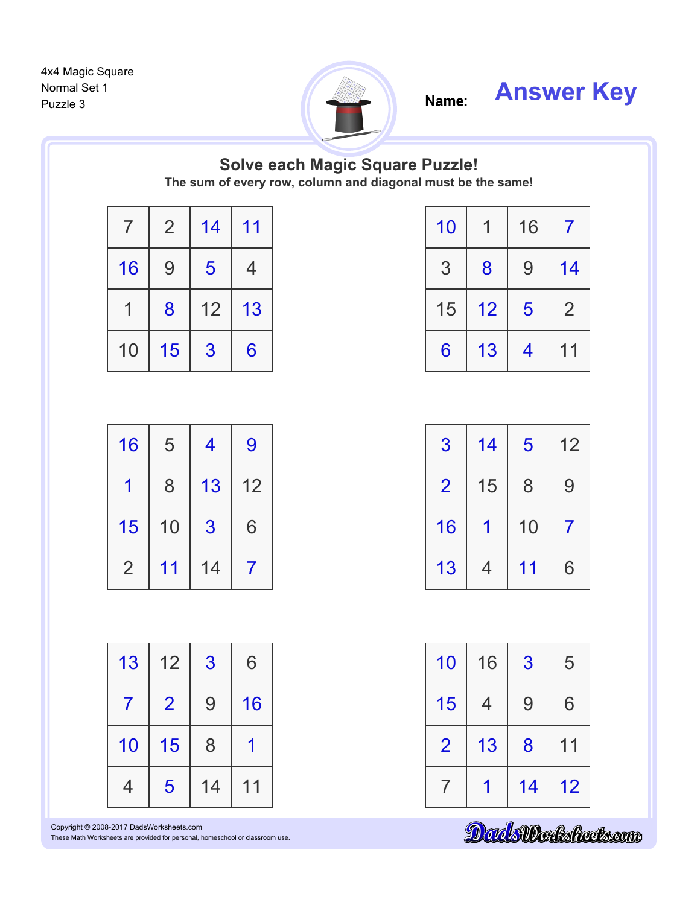4x4 Magic Square
Normal Set 1
Puzzle 3

**Name:** Answer Key

## Solve each Magic Square Puzzle!

**The sum of every row, column and diagonal must be the same!**

| | | | |
|---|---|---|---|
| 7 | 2 | 14 | 11 |
| 16 | 9 | 5 | 4 |
| 1 | 8 | 12 | 13 |
| 10 | 15 | 3 | 6 |

| | | | |
|---|---|---|---|
| 10 | 1 | 16 | 7 |
| 3 | 8 | 9 | 14 |
| 15 | 12 | 5 | 2 |
| 6 | 13 | 4 | 11 |

| | | | |
|---|---|---|---|
| 16 | 5 | 4 | 9 |
| 1 | 8 | 13 | 12 |
| 15 | 10 | 3 | 6 |
| 2 | 11 | 14 | 7 |

| | | | |
|---|---|---|---|
| 3 | 14 | 5 | 12 |
| 2 | 15 | 8 | 9 |
| 16 | 1 | 10 | 7 |
| 13 | 4 | 11 | 6 |

| | | | |
|---|---|---|---|
| 13 | 12 | 3 | 6 |
| 7 | 2 | 9 | 16 |
| 10 | 15 | 8 | 1 |
| 4 | 5 | 14 | 11 |

| | | | |
|---|---|---|---|
| 10 | 16 | 3 | 5 |
| 15 | 4 | 9 | 6 |
| 2 | 13 | 8 | 11 |
| 7 | 1 | 14 | 12 |

Copyright © 2008-2017 DadsWorksheets.com
These Math Worksheets are provided for personal, homeschool or classroom use.

DadsWorksheets.com